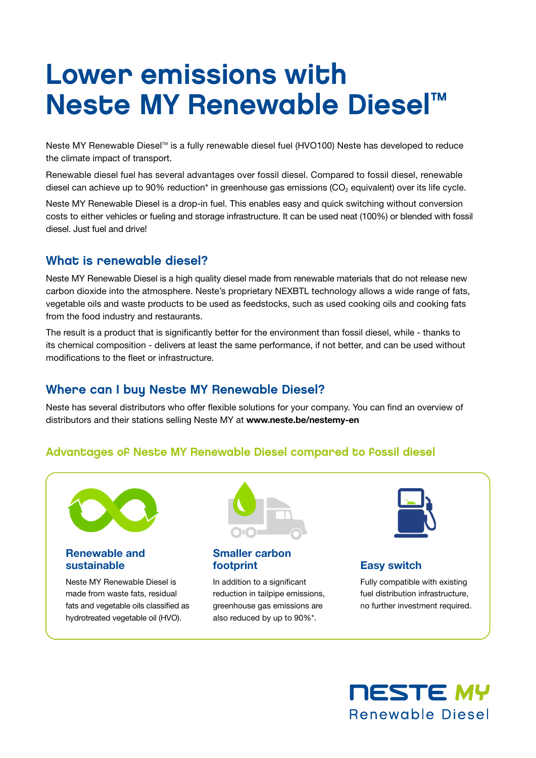# Lower emissions with Neste MY Renewable Diesel™

Neste MY Renewable Diesel™ is a fully renewable diesel fuel (HVO100) Neste has developed to reduce the climate impact of transport.

Renewable diesel fuel has several advantages over fossil diesel. Compared to fossil diesel, renewable diesel can achieve up to 90% reduction* in greenhouse gas emissions ($CO_2$ equivalent) over its life cycle.

Neste MY Renewable Diesel is a drop-in fuel. This enables easy and quick switching without conversion costs to either vehicles or fueling and storage infrastructure. It can be used neat (100%) or blended with fossil diesel. Just fuel and drive!

## What is renewable diesel?

Neste MY Renewable Diesel is a high quality diesel made from renewable materials that do not release new carbon dioxide into the atmosphere. Neste's proprietary NEXBTL technology allows a wide range of fats, vegetable oils and waste products to be used as feedstocks, such as used cooking oils and cooking fats from the food industry and restaurants.

The result is a product that is significantly better for the environment than fossil diesel, while - thanks to its chemical composition - delivers at least the same performance, if not better, and can be used without modifications to the fleet or infrastructure.

## Where can I buy Neste MY Renewable Diesel?

Neste has several distributors who offer flexible solutions for your company. You can find an overview of distributors and their stations selling Neste MY at **www.neste.be/nestemy-en**

## Advantages of Neste MY Renewable Diesel compared to fossil diesel

### Renewable and sustainable

Neste MY Renewable Diesel is made from waste fats, residual fats and vegetable oils classified as hydrotreated vegetable oil (HVO).

### Smaller carbon footprint

In addition to a significant reduction in tailpipe emissions, greenhouse gas emissions are also reduced by up to 90%*.

### Easy switch

Fully compatible with existing fuel distribution infrastructure, no further investment required.

NESTE MY Renewable Diesel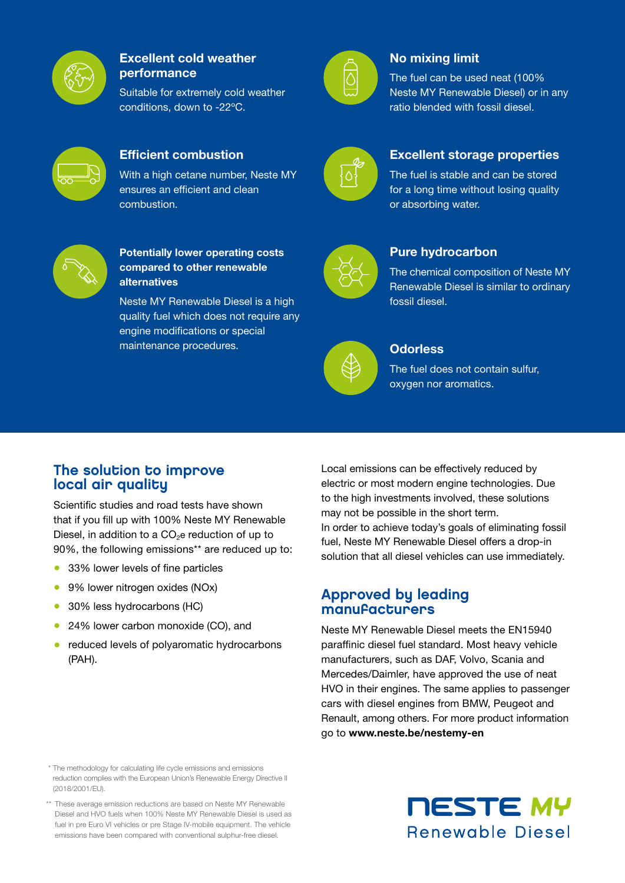### Excellent cold weather performance

Suitable for extremely cold weather conditions, down to -22°C.

### Efficient combustion

With a high cetane number, Neste MY ensures an efficient and clean combustion.

### Potentially lower operating costs compared to other renewable alternatives

Neste MY Renewable Diesel is a high quality fuel which does not require any engine modifications or special maintenance procedures.

### No mixing limit

The fuel can be used neat (100% Neste MY Renewable Diesel) or in any ratio blended with fossil diesel.

### Excellent storage properties

The fuel is stable and can be stored for a long time without losing quality or absorbing water.

### Pure hydrocarbon

The chemical composition of Neste MY Renewable Diesel is similar to ordinary fossil diesel.

### Odorless

The fuel does not contain sulfur, oxygen nor aromatics.

## The solution to improve local air quality

Scientific studies and road tests have shown that if you fill up with 100% Neste MY Renewable Diesel, in addition to a $CO_2e$ reduction of up to 90%, the following emissions** are reduced up to:

- 33% lower levels of fine particles
- 9% lower nitrogen oxides (NOx)
- 30% less hydrocarbons (HC)
- 24% lower carbon monoxide (CO), and
- reduced levels of polyaromatic hydrocarbons (PAH).

Local emissions can be effectively reduced by electric or most modern engine technologies. Due to the high investments involved, these solutions may not be possible in the short term.
In order to achieve today's goals of eliminating fossil fuel, Neste MY Renewable Diesel offers a drop-in solution that all diesel vehicles can use immediately.

## Approved by leading manufacturers

Neste MY Renewable Diesel meets the EN15940 paraffinic diesel fuel standard. Most heavy vehicle manufacturers, such as DAF, Volvo, Scania and Mercedes/Daimler, have approved the use of neat HVO in their engines. The same applies to passenger cars with diesel engines from BMW, Peugeot and Renault, among others. For more product information go to **www.neste.be/nestemy-en**

\* The methodology for calculating life cycle emissions and emissions reduction complies with the European Union's Renewable Energy Directive II (2018/2001/EU).

** These average emission reductions are based on Neste MY Renewable Diesel and HVO fuels when 100% Neste MY Renewable Diesel is used as fuel in pre Euro VI vehicles or pre Stage IV-mobile equipment. The vehicle emissions have been compared with conventional sulphur-free diesel.

NESTE MY
Renewable Diesel